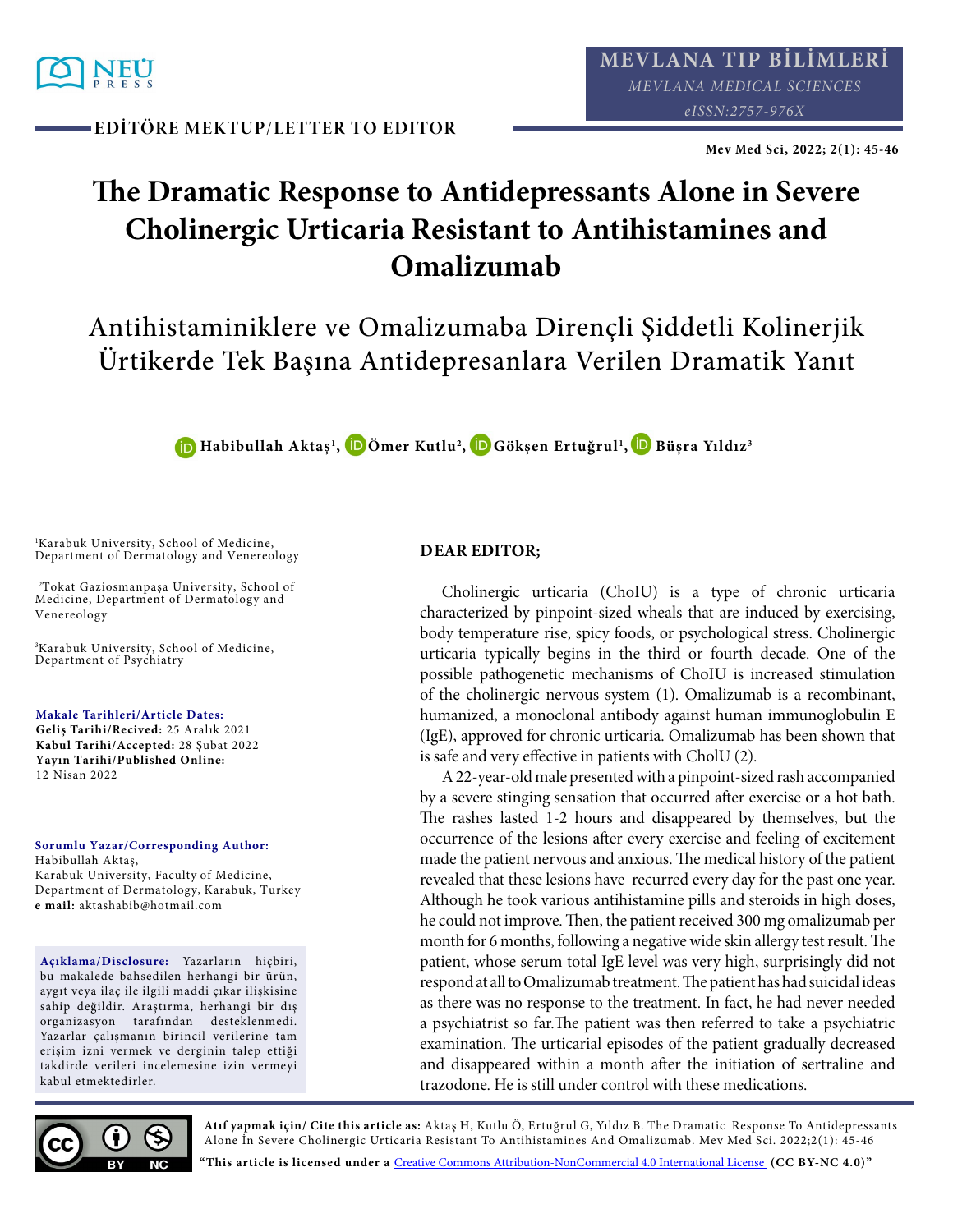EDİTÖRE MEKTUP/LETTER TO EDITOR

# The Dramatic Response to Antidepressants Alone in Severe Cholinergic Urticaria Resistant to Antihistamines and Omalizumab

## Antihistaminiklere ve Omalizumaba Dirençli Şiddetli Kolinerjik Ürtikerde Tek Başına Antidepresanlara Verilen Dramatik Yanıt

**Habibullah Aktaş[1], Ömer Kutlu[2], Gökşen Ertuğrul[1], Büşra Yıldız[3]**

[1]Karabuk University, School of Medicine, Department of Dermatology and Venereology

[2]Tokat Gaziosmanpaşa University, School of Medicine, Department of Dermatology and Venereology

[3]Karabuk University, School of Medicine, Department of Psychiatry

**Makale Tarihleri/Article Dates:**
**Geliş Tarihi/Recived:** 25 Aralık 2021
**Kabul Tarihi/Accepted:** 28 Şubat 2022
**Yayın Tarihi/Published Online:** 12 Nisan 2022

**Sorumlu Yazar/Corresponding Author:**
Habibullah Aktaş,
Karabuk University, Faculty of Medicine, Department of Dermatology, Karabuk, Turkey
**e mail:** aktashabib@hotmail.com

**Açıklama/Disclosure:** Yazarların hiçbiri, bu makalede bahsedilen herhangi bir ürün, aygıt veya ilaç ile ilgili maddi çıkar ilişkisine sahip değildir. Araştırma, herhangi bir dış organizasyon tarafından desteklenmedi. Yazarlar çalışmanın birincil verilerine tam erişim izni vermek ve derginin talep ettiği takdirde verileri incelemesine izin vermeyi kabul etmektedirler.

**DEAR EDITOR;**

Cholinergic urticaria (CholU) is a type of chronic urticaria characterized by pinpoint-sized wheals that are induced by exercising, body temperature rise, spicy foods, or psychological stress. Cholinergic urticaria typically begins in the third or fourth decade. One of the possible pathogenetic mechanisms of CholU is increased stimulation of the cholinergic nervous system (1). Omalizumab is a recombinant, humanized, a monoclonal antibody against human immunoglobulin E (IgE), approved for chronic urticaria. Omalizumab has been shown that is safe and very effective in patients with CholU (2).

A 22-year-old male presented with a pinpoint-sized rash accompanied by a severe stinging sensation that occurred after exercise or a hot bath. The rashes lasted 1-2 hours and disappeared by themselves, but the occurrence of the lesions after every exercise and feeling of excitement made the patient nervous and anxious. The medical history of the patient revealed that these lesions have recurred every day for the past one year. Although he took various antihistamine pills and steroids in high doses, he could not improve. Then, the patient received 300 mg omalizumab per month for 6 months, following a negative wide skin allergy test result. The patient, whose serum total IgE level was very high, surprisingly did not respond at all to Omalizumab treatment. The patient has had suicidal ideas as there was no response to the treatment. In fact, he had never needed a psychiatrist so far.The patient was then referred to take a psychiatric examination. The urticarial episodes of the patient gradually decreased and disappeared within a month after the initiation of sertraline and trazodone. He is still under control with these medications.

**Atıf yapmak için/ Cite this article as:** Aktaş H, Kutlu Ö, Ertuğrul G, Yıldız B. The Dramatic Response To Antidepressants Alone İn Severe Cholinergic Urticaria Resistant To Antihistamines And Omalizumab. Mev Med Sci. 2022;2(1): 45-46

**"This article is licensed under a** Creative Commons Attribution-NonCommercial 4.0 International License **(CC BY-NC 4.0)"**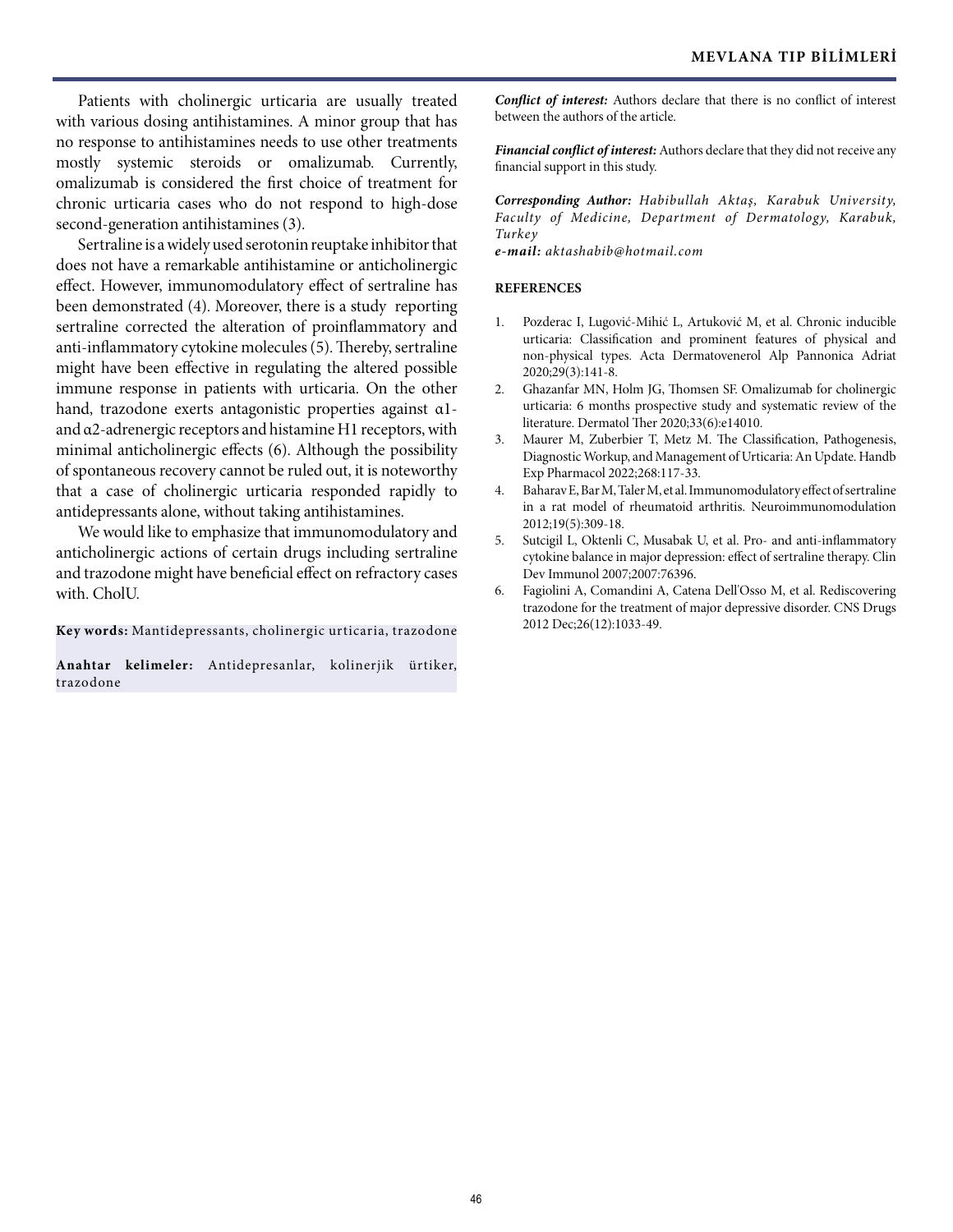Patients with cholinergic urticaria are usually treated with various dosing antihistamines. A minor group that has no response to antihistamines needs to use other treatments mostly systemic steroids or omalizumab. Currently, omalizumab is considered the first choice of treatment for chronic urticaria cases who do not respond to high-dose second-generation antihistamines (3).

Sertraline is a widely used serotonin reuptake inhibitor that does not have a remarkable antihistamine or anticholinergic effect. However, immunomodulatory effect of sertraline has been demonstrated (4). Moreover, there is a study reporting sertraline corrected the alteration of proinflammatory and anti-inflammatory cytokine molecules (5). Thereby, sertraline might have been effective in regulating the altered possible immune response in patients with urticaria. On the other hand, trazodone exerts antagonistic properties against α1- and α2-adrenergic receptors and histamine H1 receptors, with minimal anticholinergic effects (6). Although the possibility of spontaneous recovery cannot be ruled out, it is noteworthy that a case of cholinergic urticaria responded rapidly to antidepressants alone, without taking antihistamines.

We would like to emphasize that immunomodulatory and anticholinergic actions of certain drugs including sertraline and trazodone might have beneficial effect on refractory cases with. CholU.

**Key words:** Mantidepressants, cholinergic urticaria, trazodone

**Anahtar kelimeler:** Antidepresanlar, kolinerjik ürtiker, trazodone

***Conflict of interest:*** Authors declare that there is no conflict of interest between the authors of the article.

***Financial conflict of interest:*** Authors declare that they did not receive any financial support in this study.

***Corresponding Author:*** *Habibullah Aktaş, Karabuk University, Faculty of Medicine, Department of Dermatology, Karabuk, Turkey*
***e-mail:*** *aktashabib@hotmail.com*

## REFERENCES

1. Pozderac I, Lugović-Mihić L, Artuković M, et al. Chronic inducible urticaria: Classification and prominent features of physical and non-physical types. Acta Dermatovenerol Alp Pannonica Adriat 2020;29(3):141-8.
2. Ghazanfar MN, Holm JG, Thomsen SF. Omalizumab for cholinergic urticaria: 6 months prospective study and systematic review of the literature. Dermatol Ther 2020;33(6):e14010.
3. Maurer M, Zuberbier T, Metz M. The Classification, Pathogenesis, Diagnostic Workup, and Management of Urticaria: An Update. Handb Exp Pharmacol 2022;268:117-33.
4. Baharav E, Bar M, Taler M, et al. Immunomodulatory effect of sertraline in a rat model of rheumatoid arthritis. Neuroimmunomodulation 2012;19(5):309-18.
5. Sutcigil L, Oktenli C, Musabak U, et al. Pro- and anti-inflammatory cytokine balance in major depression: effect of sertraline therapy. Clin Dev Immunol 2007;2007:76396.
6. Fagiolini A, Comandini A, Catena Dell'Osso M, et al. Rediscovering trazodone for the treatment of major depressive disorder. CNS Drugs 2012 Dec;26(12):1033-49.